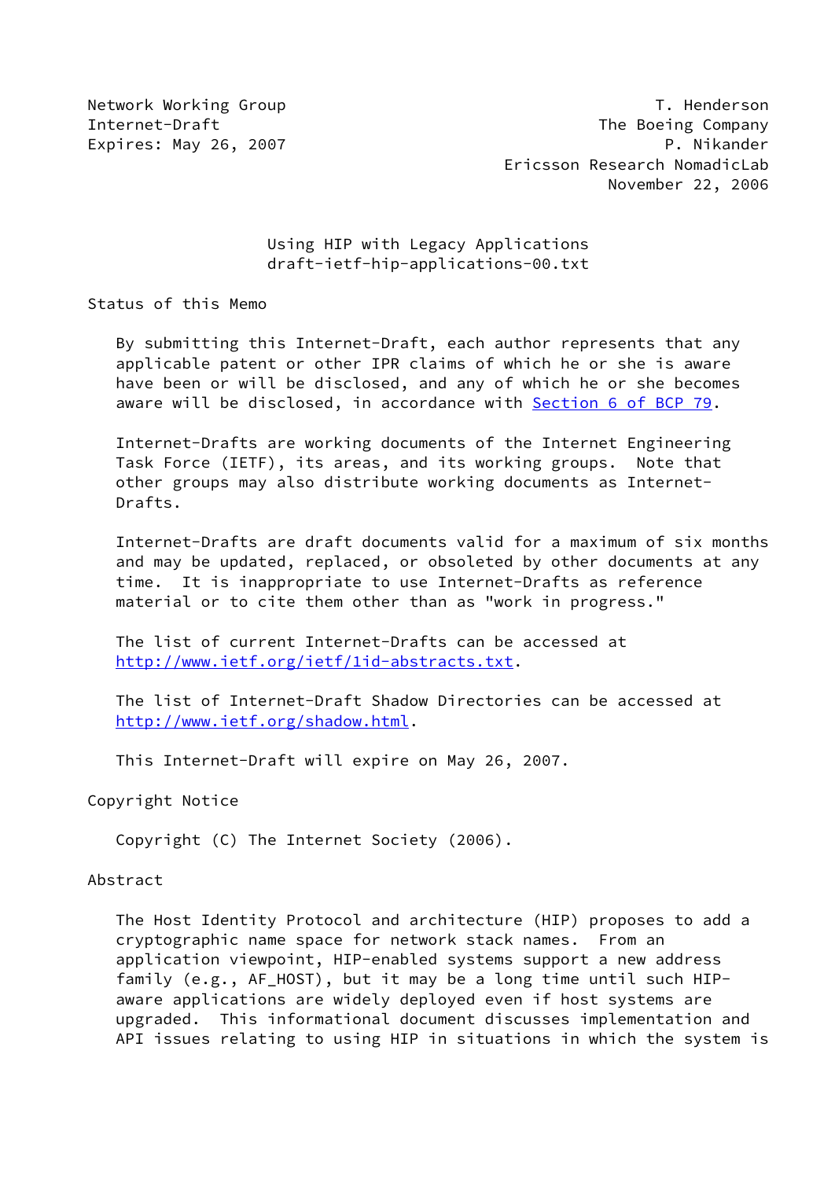Network Working Group                                          T. Henderson
Internet-Draft                                           The Boeing Company
Expires: May 26, 2007                                           P. Nikander
                                                Ericsson Research NomadicLab
                                                           November 22, 2006

# Using HIP with Legacy Applications
draft-ietf-hip-applications-00.txt

## Status of this Memo

By submitting this Internet-Draft, each author represents that any applicable patent or other IPR claims of which he or she is aware have been or will be disclosed, and any of which he or she becomes aware will be disclosed, in accordance with Section 6 of BCP 79.

Internet-Drafts are working documents of the Internet Engineering Task Force (IETF), its areas, and its working groups. Note that other groups may also distribute working documents as Internet-Drafts.

Internet-Drafts are draft documents valid for a maximum of six months and may be updated, replaced, or obsoleted by other documents at any time. It is inappropriate to use Internet-Drafts as reference material or to cite them other than as "work in progress."

The list of current Internet-Drafts can be accessed at http://www.ietf.org/ietf/1id-abstracts.txt.

The list of Internet-Draft Shadow Directories can be accessed at http://www.ietf.org/shadow.html.

This Internet-Draft will expire on May 26, 2007.

## Copyright Notice

Copyright (C) The Internet Society (2006).

## Abstract

The Host Identity Protocol and architecture (HIP) proposes to add a cryptographic name space for network stack names. From an application viewpoint, HIP-enabled systems support a new address family (e.g., AF_HOST), but it may be a long time until such HIP-aware applications are widely deployed even if host systems are upgraded. This informational document discusses implementation and API issues relating to using HIP in situations in which the system is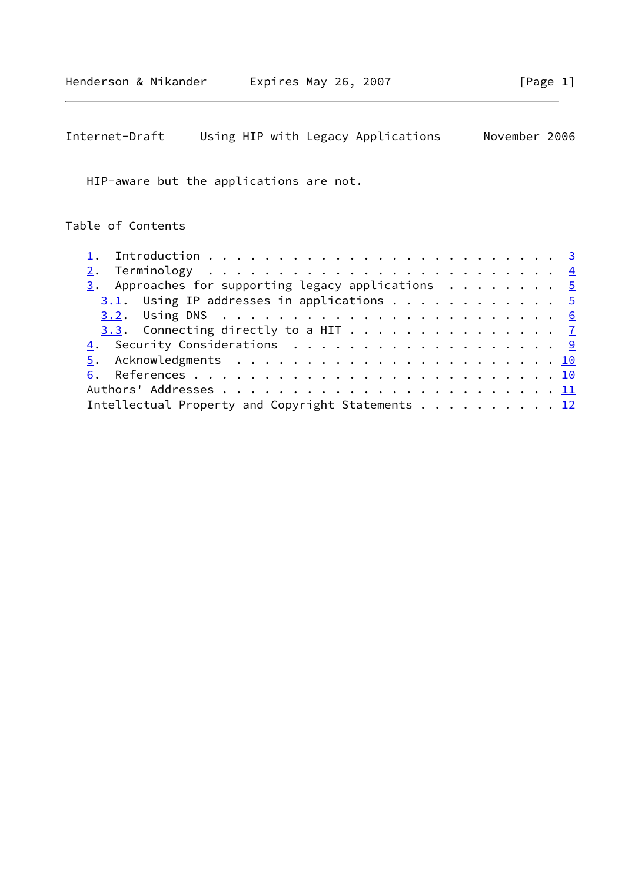HIP-aware but the applications are not.

## Table of Contents

1. Introduction . . . . . . . . . . . . . . . . . . . . . . . . 3
2. Terminology . . . . . . . . . . . . . . . . . . . . . . . . 4
3. Approaches for supporting legacy applications . . . . . . . . 5
   3.1. Using IP addresses in applications . . . . . . . . . . . . 5
   3.2. Using DNS . . . . . . . . . . . . . . . . . . . . . . . . 6
   3.3. Connecting directly to a HIT . . . . . . . . . . . . . . . 7
4. Security Considerations . . . . . . . . . . . . . . . . . . . 9
5. Acknowledgments . . . . . . . . . . . . . . . . . . . . . . . 10
6. References . . . . . . . . . . . . . . . . . . . . . . . . . 10

Authors' Addresses . . . . . . . . . . . . . . . . . . . . . . . . 11
Intellectual Property and Copyright Statements . . . . . . . . . . 12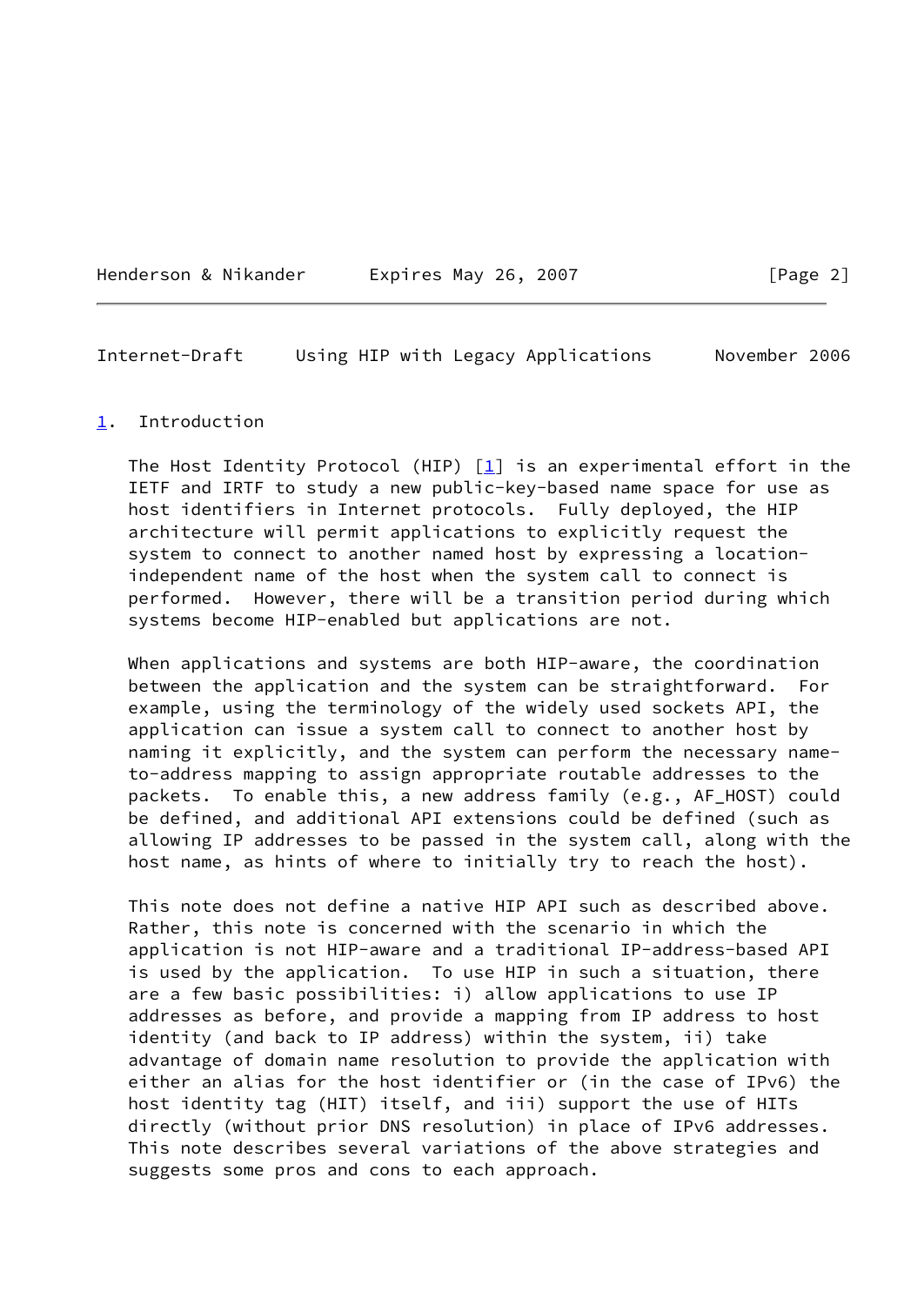## 1. Introduction

The Host Identity Protocol (HIP) [1] is an experimental effort in the IETF and IRTF to study a new public-key-based name space for use as host identifiers in Internet protocols. Fully deployed, the HIP architecture will permit applications to explicitly request the system to connect to another named host by expressing a location-independent name of the host when the system call to connect is performed. However, there will be a transition period during which systems become HIP-enabled but applications are not.

When applications and systems are both HIP-aware, the coordination between the application and the system can be straightforward. For example, using the terminology of the widely used sockets API, the application can issue a system call to connect to another host by naming it explicitly, and the system can perform the necessary name-to-address mapping to assign appropriate routable addresses to the packets. To enable this, a new address family (e.g., AF_HOST) could be defined, and additional API extensions could be defined (such as allowing IP addresses to be passed in the system call, along with the host name, as hints of where to initially try to reach the host).

This note does not define a native HIP API such as described above. Rather, this note is concerned with the scenario in which the application is not HIP-aware and a traditional IP-address-based API is used by the application. To use HIP in such a situation, there are a few basic possibilities: i) allow applications to use IP addresses as before, and provide a mapping from IP address to host identity (and back to IP address) within the system, ii) take advantage of domain name resolution to provide the application with either an alias for the host identifier or (in the case of IPv6) the host identity tag (HIT) itself, and iii) support the use of HITs directly (without prior DNS resolution) in place of IPv6 addresses. This note describes several variations of the above strategies and suggests some pros and cons to each approach.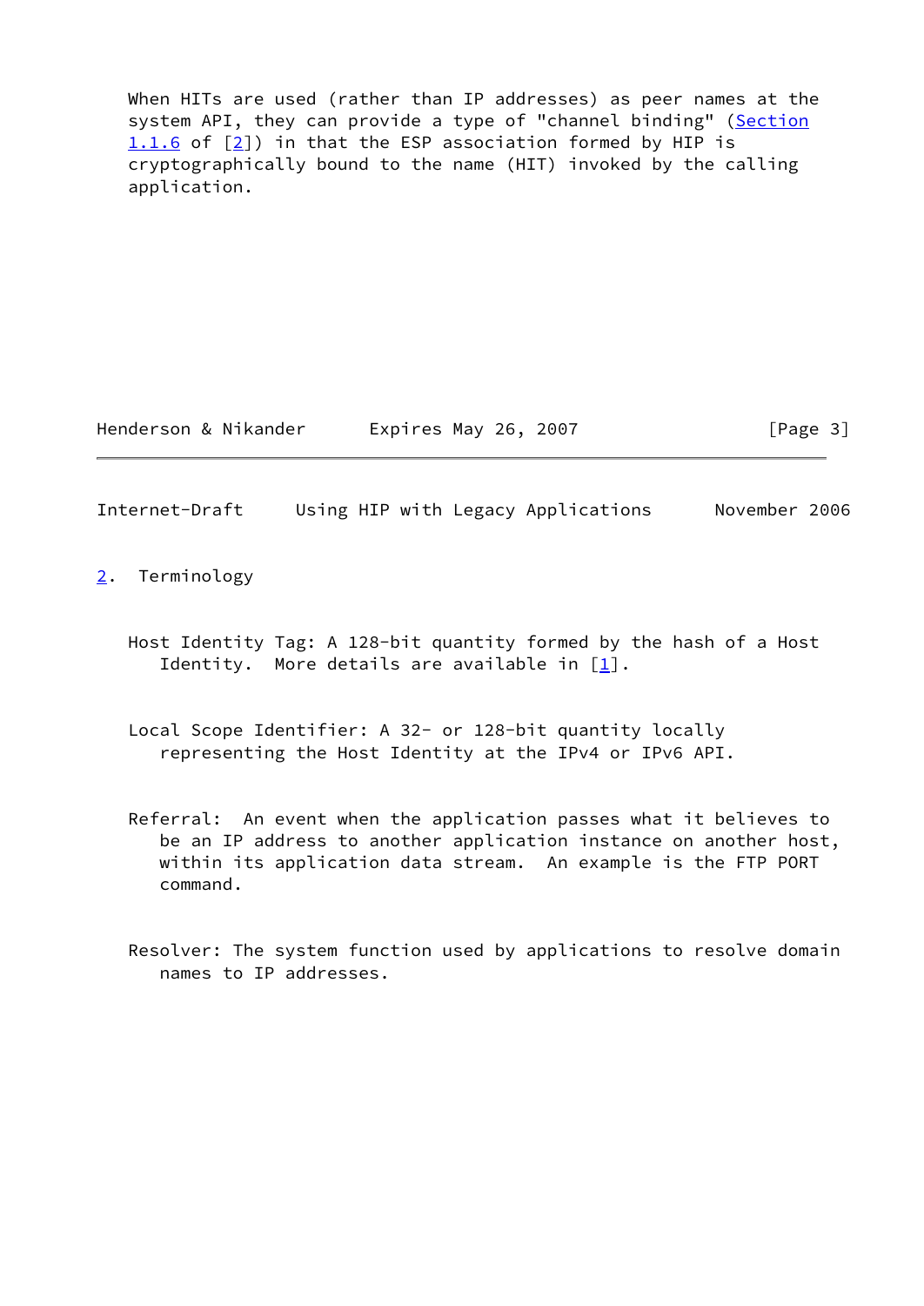When HITs are used (rather than IP addresses) as peer names at the system API, they can provide a type of "channel binding" (Section 1.1.6 of [2]) in that the ESP association formed by HIP is cryptographically bound to the name (HIT) invoked by the calling application.

## 2. Terminology

Host Identity Tag: A 128-bit quantity formed by the hash of a Host Identity. More details are available in [1].

Local Scope Identifier: A 32- or 128-bit quantity locally representing the Host Identity at the IPv4 or IPv6 API.

Referral: An event when the application passes what it believes to be an IP address to another application instance on another host, within its application data stream. An example is the FTP PORT command.

Resolver: The system function used by applications to resolve domain names to IP addresses.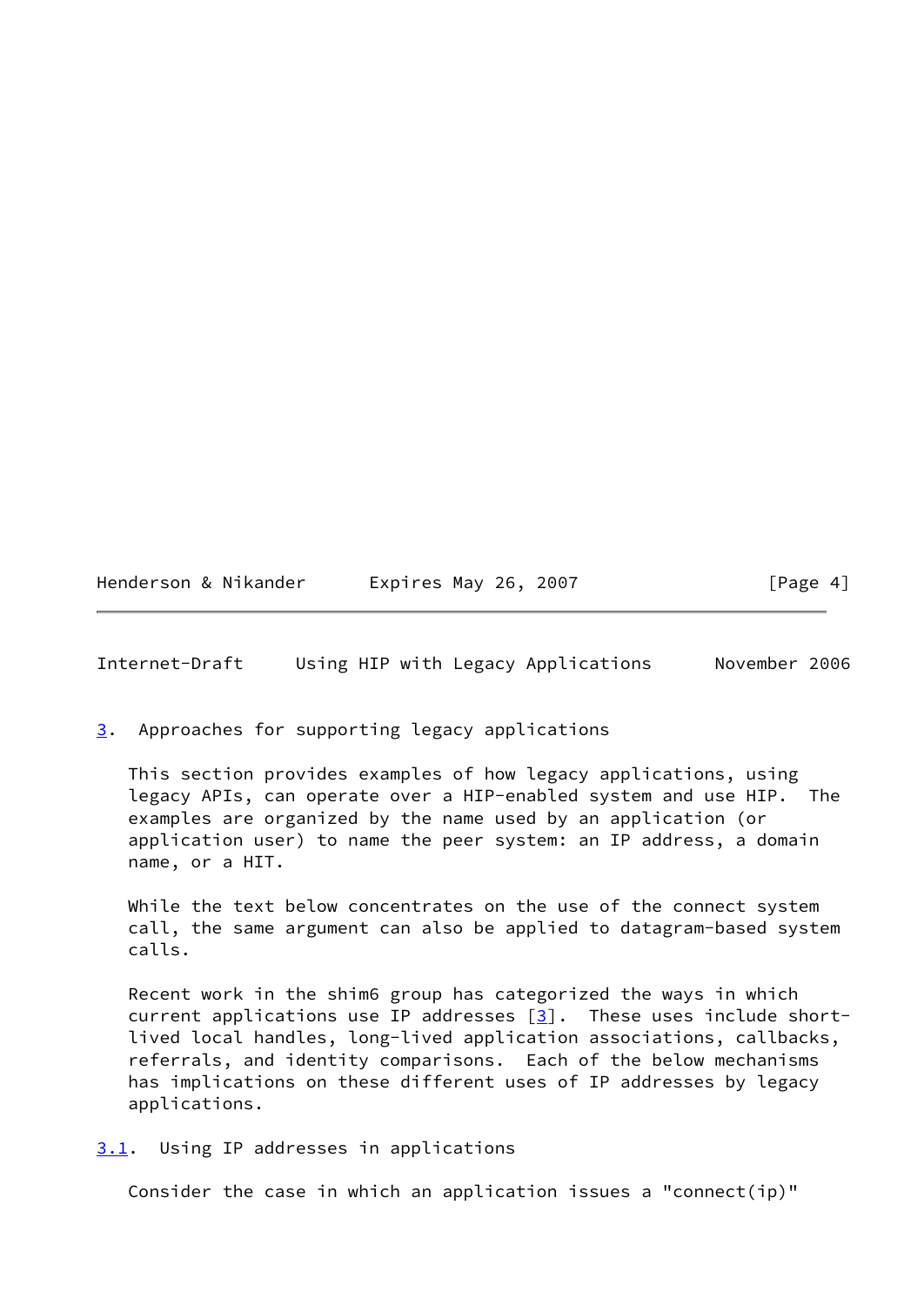## 3. Approaches for supporting legacy applications

This section provides examples of how legacy applications, using legacy APIs, can operate over a HIP-enabled system and use HIP. The examples are organized by the name used by an application (or application user) to name the peer system: an IP address, a domain name, or a HIT.

While the text below concentrates on the use of the connect system call, the same argument can also be applied to datagram-based system calls.

Recent work in the shim6 group has categorized the ways in which current applications use IP addresses [3]. These uses include short-lived local handles, long-lived application associations, callbacks, referrals, and identity comparisons. Each of the below mechanisms has implications on these different uses of IP addresses by legacy applications.

### 3.1. Using IP addresses in applications

Consider the case in which an application issues a "connect(ip)"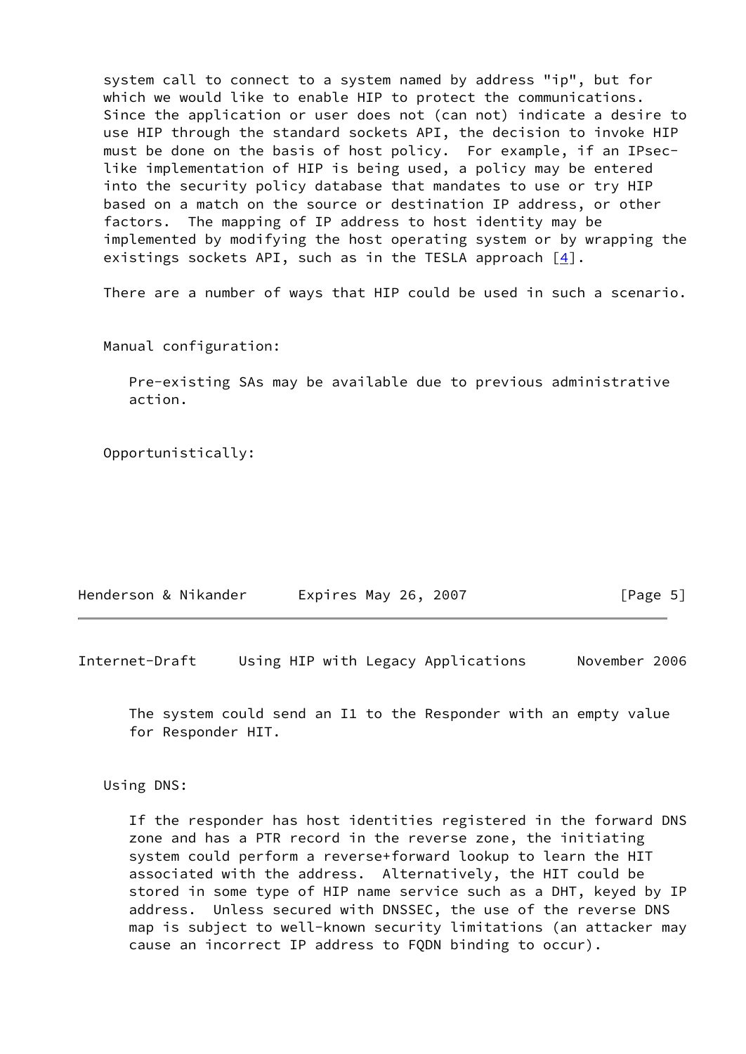system call to connect to a system named by address "ip", but for which we would like to enable HIP to protect the communications. Since the application or user does not (can not) indicate a desire to use HIP through the standard sockets API, the decision to invoke HIP must be done on the basis of host policy. For example, if an IPsec-like implementation of HIP is being used, a policy may be entered into the security policy database that mandates to use or try HIP based on a match on the source or destination IP address, or other factors. The mapping of IP address to host identity may be implemented by modifying the host operating system or by wrapping the existings sockets API, such as in the TESLA approach [4].

There are a number of ways that HIP could be used in such a scenario.

Manual configuration:

> Pre-existing SAs may be available due to previous administrative action.

Opportunistically:

> The system could send an I1 to the Responder with an empty value for Responder HIT.

Using DNS:

> If the responder has host identities registered in the forward DNS zone and has a PTR record in the reverse zone, the initiating system could perform a reverse+forward lookup to learn the HIT associated with the address. Alternatively, the HIT could be stored in some type of HIP name service such as a DHT, keyed by IP address. Unless secured with DNSSEC, the use of the reverse DNS map is subject to well-known security limitations (an attacker may cause an incorrect IP address to FQDN binding to occur).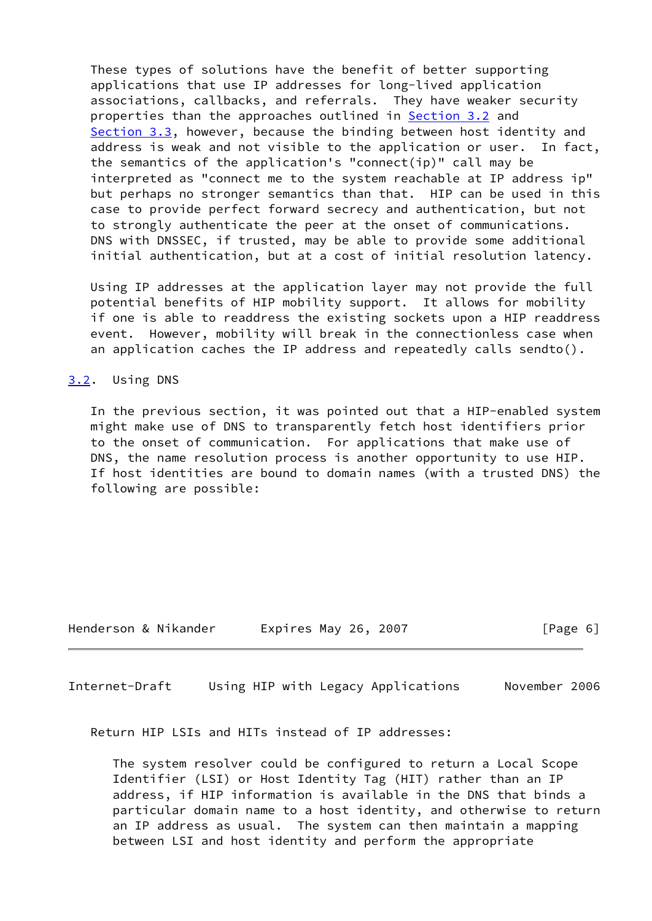These types of solutions have the benefit of better supporting applications that use IP addresses for long-lived application associations, callbacks, and referrals. They have weaker security properties than the approaches outlined in Section 3.2 and Section 3.3, however, because the binding between host identity and address is weak and not visible to the application or user. In fact, the semantics of the application's "connect(ip)" call may be interpreted as "connect me to the system reachable at IP address ip" but perhaps no stronger semantics than that. HIP can be used in this case to provide perfect forward secrecy and authentication, but not to strongly authenticate the peer at the onset of communications. DNS with DNSSEC, if trusted, may be able to provide some additional initial authentication, but at a cost of initial resolution latency.

Using IP addresses at the application layer may not provide the full potential benefits of HIP mobility support. It allows for mobility if one is able to readdress the existing sockets upon a HIP readdress event. However, mobility will break in the connectionless case when an application caches the IP address and repeatedly calls sendto().

## 3.2. Using DNS

In the previous section, it was pointed out that a HIP-enabled system might make use of DNS to transparently fetch host identifiers prior to the onset of communication. For applications that make use of DNS, the name resolution process is another opportunity to use HIP. If host identities are bound to domain names (with a trusted DNS) the following are possible:

Return HIP LSIs and HITs instead of IP addresses:

> The system resolver could be configured to return a Local Scope Identifier (LSI) or Host Identity Tag (HIT) rather than an IP address, if HIP information is available in the DNS that binds a particular domain name to a host identity, and otherwise to return an IP address as usual. The system can then maintain a mapping between LSI and host identity and perform the appropriate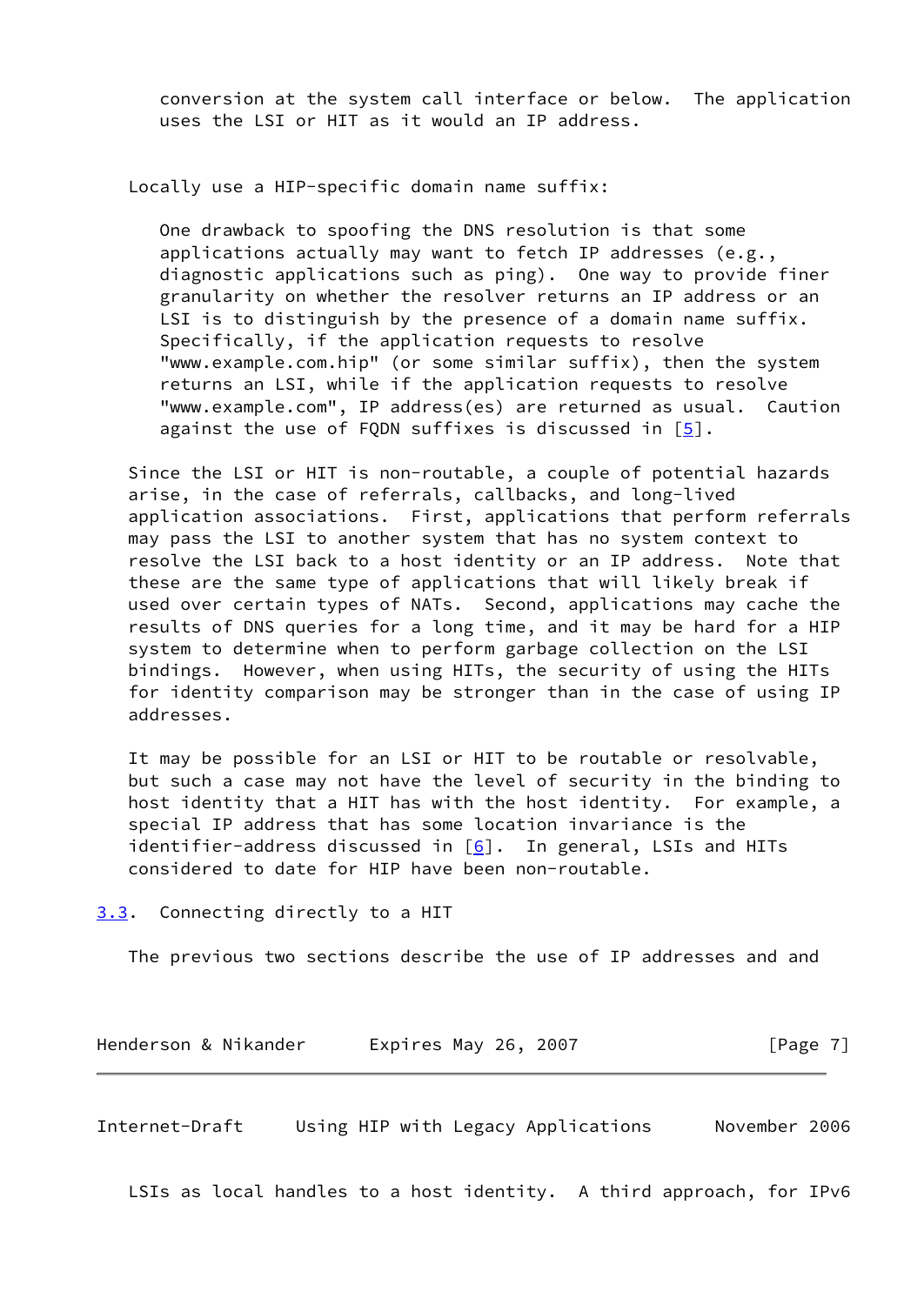conversion at the system call interface or below. The application uses the LSI or HIT as it would an IP address.

Locally use a HIP-specific domain name suffix:

One drawback to spoofing the DNS resolution is that some applications actually may want to fetch IP addresses (e.g., diagnostic applications such as ping). One way to provide finer granularity on whether the resolver returns an IP address or an LSI is to distinguish by the presence of a domain name suffix. Specifically, if the application requests to resolve "www.example.com.hip" (or some similar suffix), then the system returns an LSI, while if the application requests to resolve "www.example.com", IP address(es) are returned as usual. Caution against the use of FQDN suffixes is discussed in [5].

Since the LSI or HIT is non-routable, a couple of potential hazards arise, in the case of referrals, callbacks, and long-lived application associations. First, applications that perform referrals may pass the LSI to another system that has no system context to resolve the LSI back to a host identity or an IP address. Note that these are the same type of applications that will likely break if used over certain types of NATs. Second, applications may cache the results of DNS queries for a long time, and it may be hard for a HIP system to determine when to perform garbage collection on the LSI bindings. However, when using HITs, the security of using the HITs for identity comparison may be stronger than in the case of using IP addresses.

It may be possible for an LSI or HIT to be routable or resolvable, but such a case may not have the level of security in the binding to host identity that a HIT has with the host identity. For example, a special IP address that has some location invariance is the identifier-address discussed in [6]. In general, LSIs and HITs considered to date for HIP have been non-routable.

## 3.3. Connecting directly to a HIT

The previous two sections describe the use of IP addresses and and LSIs as local handles to a host identity. A third approach, for IPv6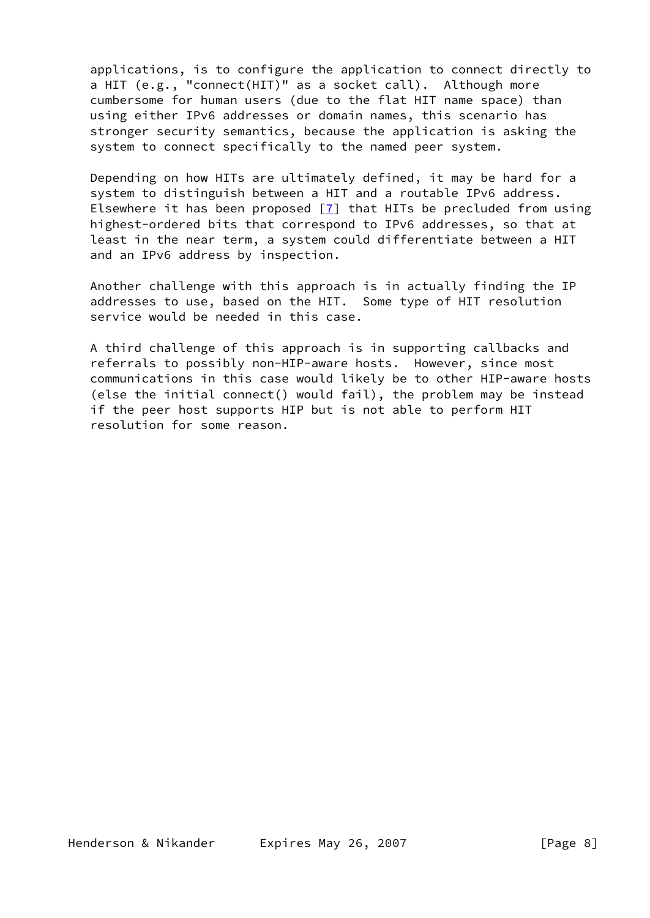applications, is to configure the application to connect directly to a HIT (e.g., "connect(HIT)" as a socket call). Although more cumbersome for human users (due to the flat HIT name space) than using either IPv6 addresses or domain names, this scenario has stronger security semantics, because the application is asking the system to connect specifically to the named peer system.

Depending on how HITs are ultimately defined, it may be hard for a system to distinguish between a HIT and a routable IPv6 address. Elsewhere it has been proposed [7] that HITs be precluded from using highest-ordered bits that correspond to IPv6 addresses, so that at least in the near term, a system could differentiate between a HIT and an IPv6 address by inspection.

Another challenge with this approach is in actually finding the IP addresses to use, based on the HIT. Some type of HIT resolution service would be needed in this case.

A third challenge of this approach is in supporting callbacks and referrals to possibly non-HIP-aware hosts. However, since most communications in this case would likely be to other HIP-aware hosts (else the initial connect() would fail), the problem may be instead if the peer host supports HIP but is not able to perform HIT resolution for some reason.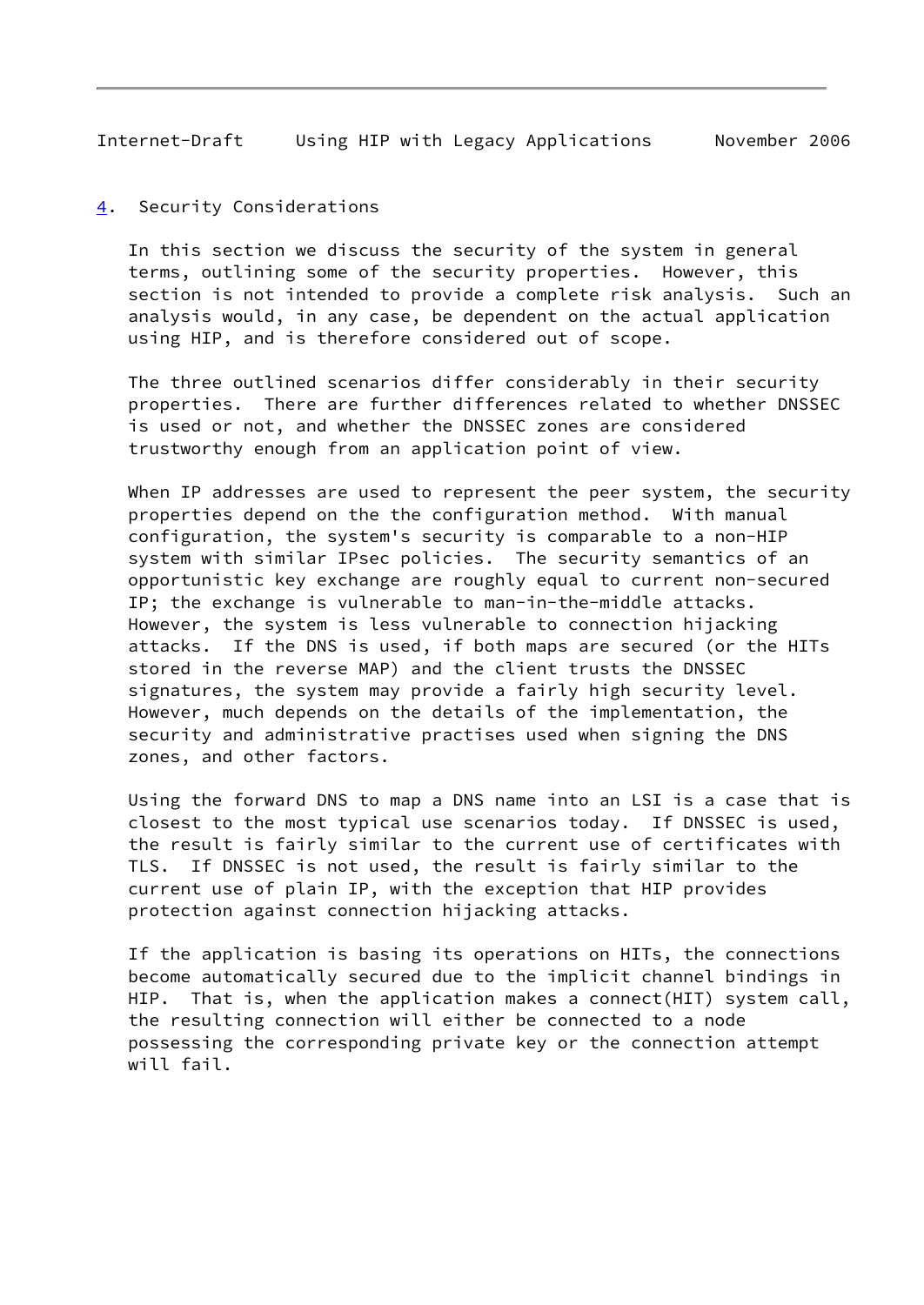## 4. Security Considerations

In this section we discuss the security of the system in general terms, outlining some of the security properties. However, this section is not intended to provide a complete risk analysis. Such an analysis would, in any case, be dependent on the actual application using HIP, and is therefore considered out of scope.

The three outlined scenarios differ considerably in their security properties. There are further differences related to whether DNSSEC is used or not, and whether the DNSSEC zones are considered trustworthy enough from an application point of view.

When IP addresses are used to represent the peer system, the security properties depend on the the configuration method. With manual configuration, the system's security is comparable to a non-HIP system with similar IPsec policies. The security semantics of an opportunistic key exchange are roughly equal to current non-secured IP; the exchange is vulnerable to man-in-the-middle attacks. However, the system is less vulnerable to connection hijacking attacks. If the DNS is used, if both maps are secured (or the HITs stored in the reverse MAP) and the client trusts the DNSSEC signatures, the system may provide a fairly high security level. However, much depends on the details of the implementation, the security and administrative practises used when signing the DNS zones, and other factors.

Using the forward DNS to map a DNS name into an LSI is a case that is closest to the most typical use scenarios today. If DNSSEC is used, the result is fairly similar to the current use of certificates with TLS. If DNSSEC is not used, the result is fairly similar to the current use of plain IP, with the exception that HIP provides protection against connection hijacking attacks.

If the application is basing its operations on HITs, the connections become automatically secured due to the implicit channel bindings in HIP. That is, when the application makes a connect(HIT) system call, the resulting connection will either be connected to a node possessing the corresponding private key or the connection attempt will fail.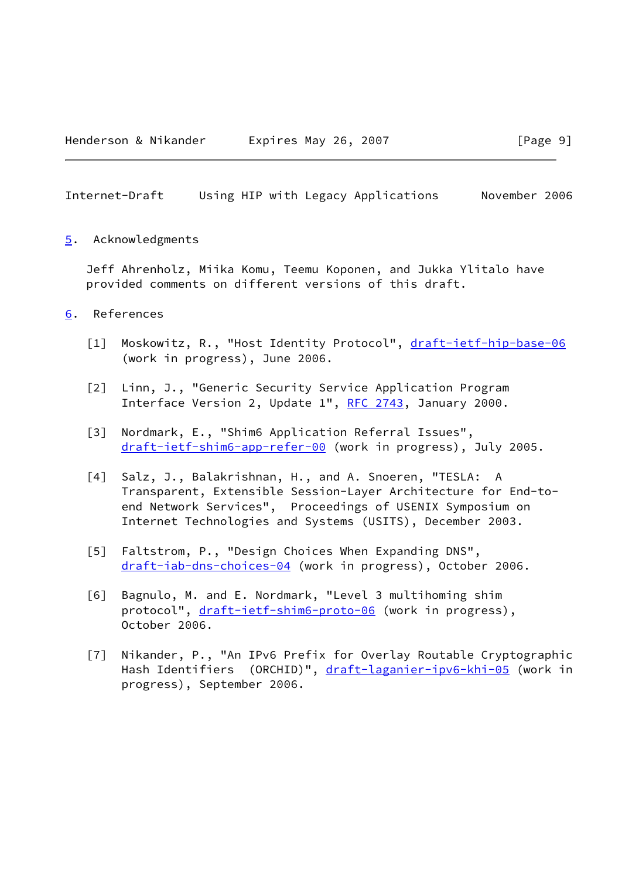## 5. Acknowledgments

Jeff Ahrenholz, Miika Komu, Teemu Koponen, and Jukka Ylitalo have provided comments on different versions of this draft.

## 6. References

[1] Moskowitz, R., "Host Identity Protocol", draft-ietf-hip-base-06 (work in progress), June 2006.

[2] Linn, J., "Generic Security Service Application Program Interface Version 2, Update 1", RFC 2743, January 2000.

[3] Nordmark, E., "Shim6 Application Referral Issues", draft-ietf-shim6-app-refer-00 (work in progress), July 2005.

[4] Salz, J., Balakrishnan, H., and A. Snoeren, "TESLA: A Transparent, Extensible Session-Layer Architecture for End-to-end Network Services", Proceedings of USENIX Symposium on Internet Technologies and Systems (USITS), December 2003.

[5] Faltstrom, P., "Design Choices When Expanding DNS", draft-iab-dns-choices-04 (work in progress), October 2006.

[6] Bagnulo, M. and E. Nordmark, "Level 3 multihoming shim protocol", draft-ietf-shim6-proto-06 (work in progress), October 2006.

[7] Nikander, P., "An IPv6 Prefix for Overlay Routable Cryptographic Hash Identifiers (ORCHID)", draft-laganier-ipv6-khi-05 (work in progress), September 2006.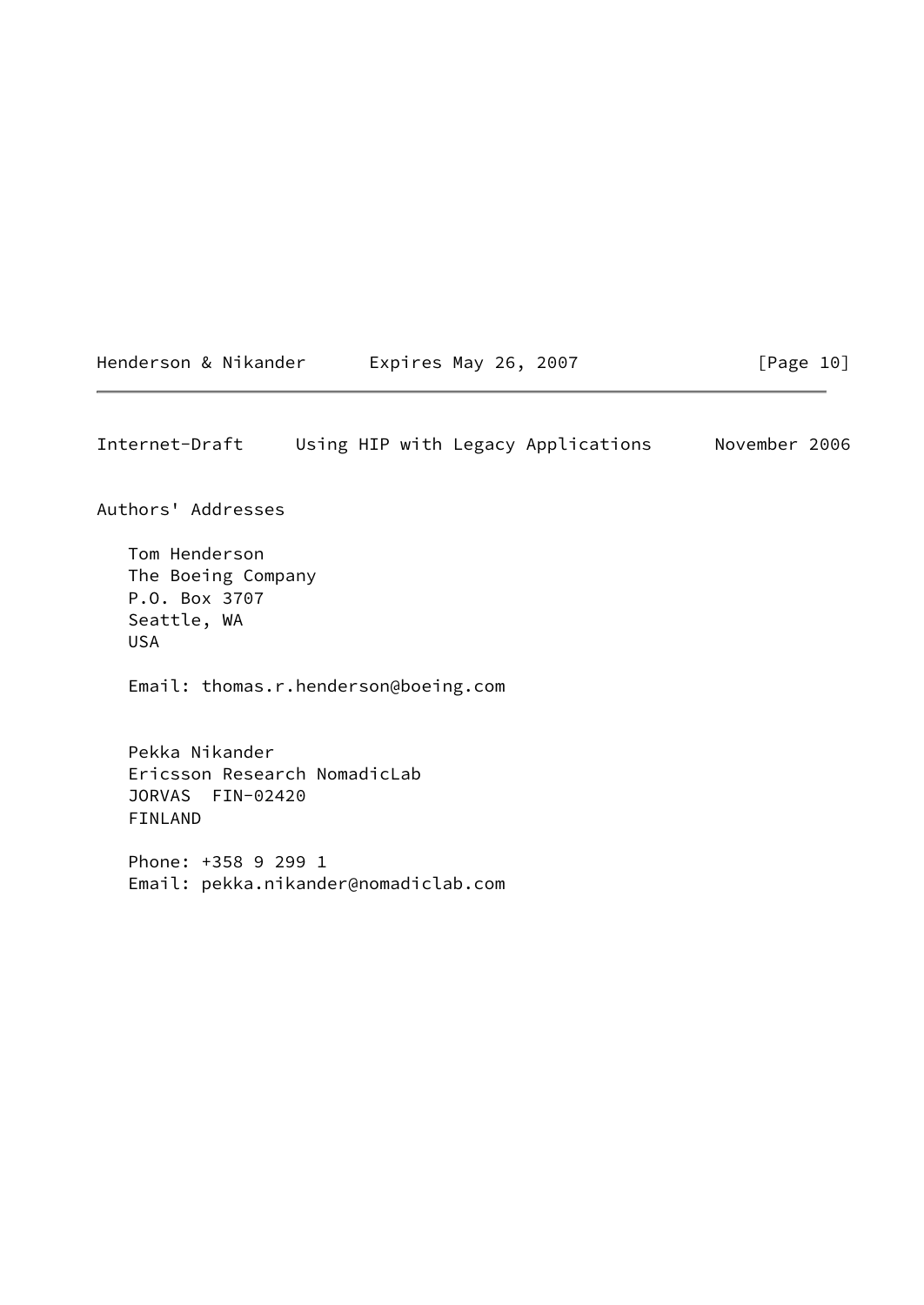## Authors' Addresses

Tom Henderson
The Boeing Company
P.O. Box 3707
Seattle, WA
USA

Email: thomas.r.henderson@boeing.com

Pekka Nikander
Ericsson Research NomadicLab
JORVAS  FIN-02420
FINLAND

Phone: +358 9 299 1
Email: pekka.nikander@nomadiclab.com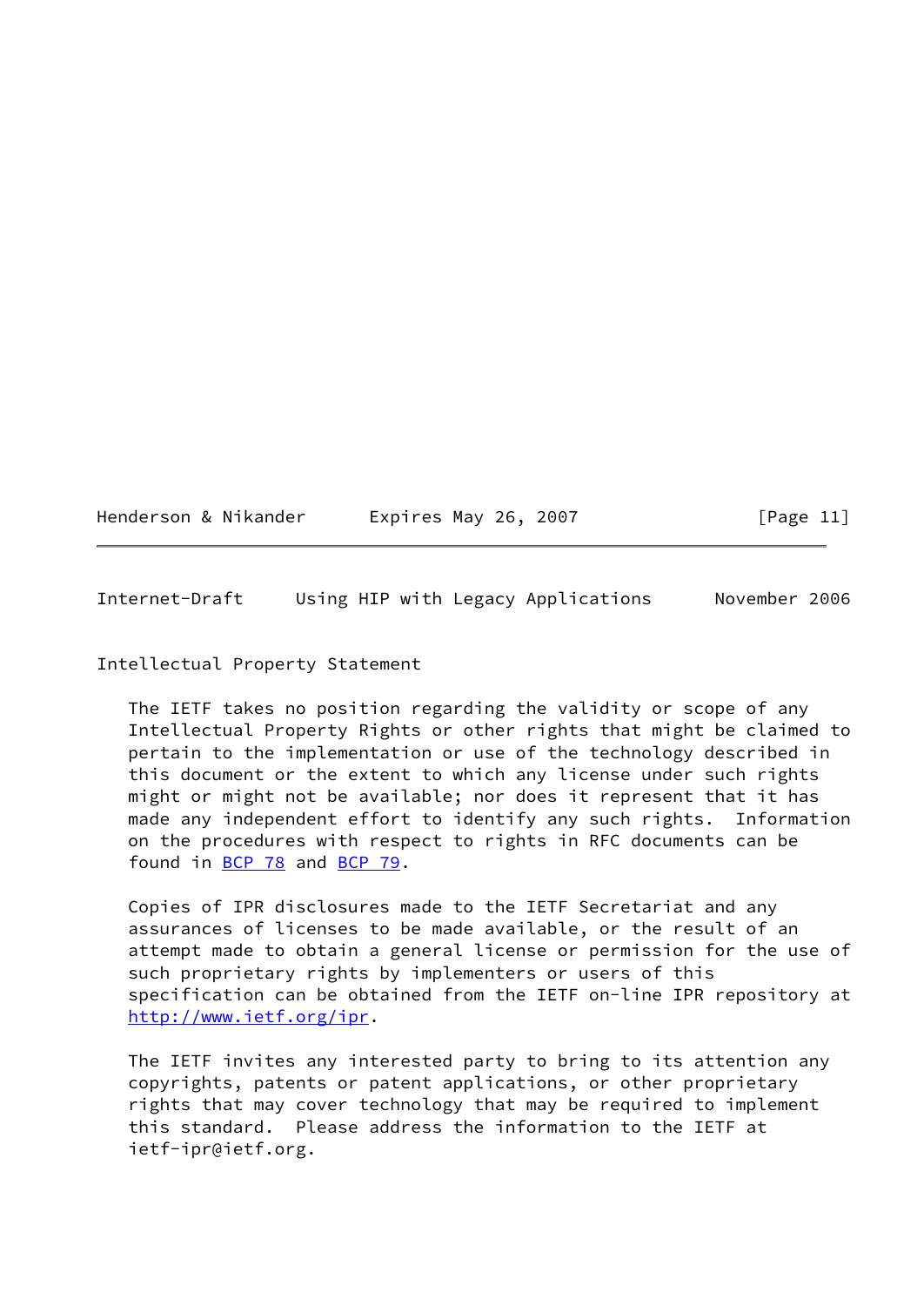## Intellectual Property Statement

The IETF takes no position regarding the validity or scope of any Intellectual Property Rights or other rights that might be claimed to pertain to the implementation or use of the technology described in this document or the extent to which any license under such rights might or might not be available; nor does it represent that it has made any independent effort to identify any such rights. Information on the procedures with respect to rights in RFC documents can be found in BCP 78 and BCP 79.

Copies of IPR disclosures made to the IETF Secretariat and any assurances of licenses to be made available, or the result of an attempt made to obtain a general license or permission for the use of such proprietary rights by implementers or users of this specification can be obtained from the IETF on-line IPR repository at http://www.ietf.org/ipr.

The IETF invites any interested party to bring to its attention any copyrights, patents or patent applications, or other proprietary rights that may cover technology that may be required to implement this standard. Please address the information to the IETF at ietf-ipr@ietf.org.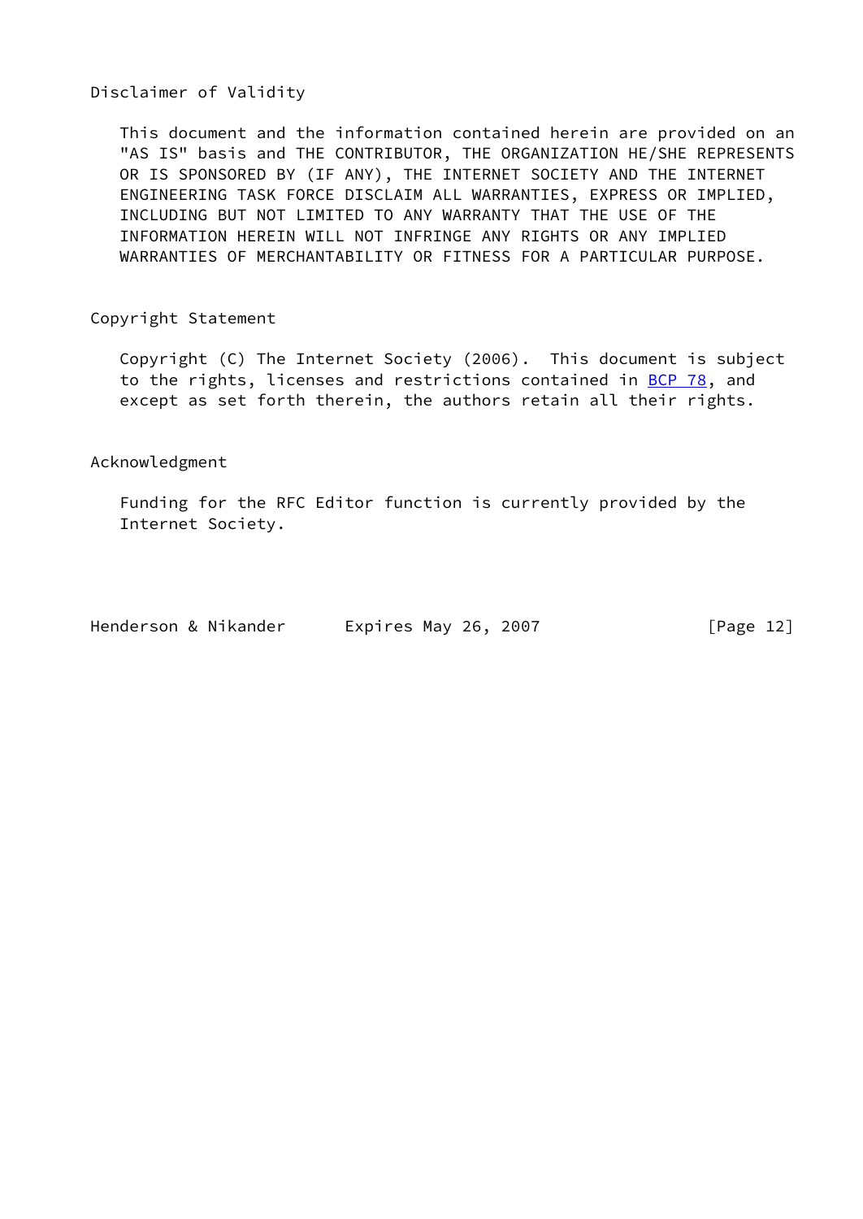## Disclaimer of Validity

This document and the information contained herein are provided on an "AS IS" basis and THE CONTRIBUTOR, THE ORGANIZATION HE/SHE REPRESENTS OR IS SPONSORED BY (IF ANY), THE INTERNET SOCIETY AND THE INTERNET ENGINEERING TASK FORCE DISCLAIM ALL WARRANTIES, EXPRESS OR IMPLIED, INCLUDING BUT NOT LIMITED TO ANY WARRANTY THAT THE USE OF THE INFORMATION HEREIN WILL NOT INFRINGE ANY RIGHTS OR ANY IMPLIED WARRANTIES OF MERCHANTABILITY OR FITNESS FOR A PARTICULAR PURPOSE.

## Copyright Statement

Copyright (C) The Internet Society (2006). This document is subject to the rights, licenses and restrictions contained in BCP 78, and except as set forth therein, the authors retain all their rights.

## Acknowledgment

Funding for the RFC Editor function is currently provided by the Internet Society.